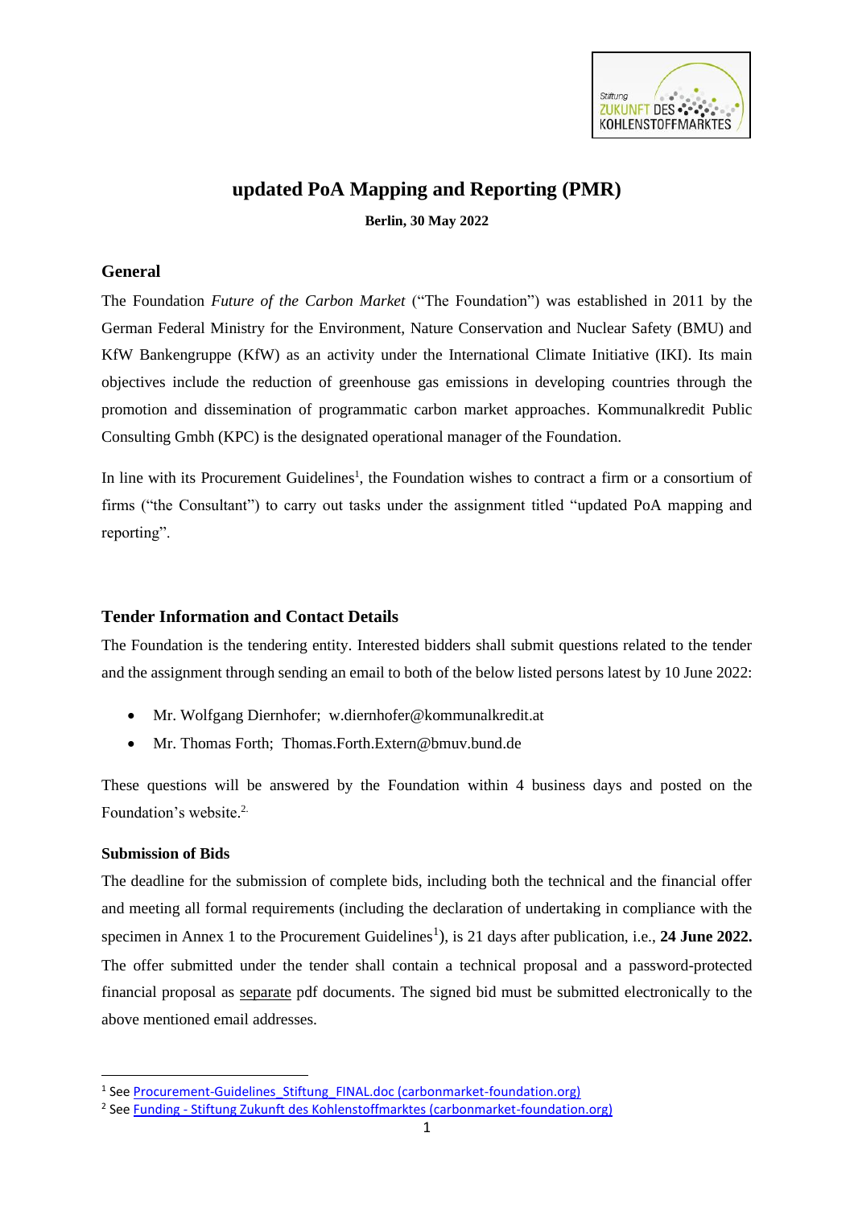# updated PoA Mapping and Reporting (PMR)

**Berlin, 30 May 2022**

## General

The Foundation *Future of the Carbon Market* ("The Foundation") was established in 2011 by the German Federal Ministry for the Environment, Nature Conservation and Nuclear Safety (BMU) and KfW Bankengruppe (KfW) as an activity under the International Climate Initiative (IKI). Its main objectives include the reduction of greenhouse gas emissions in developing countries through the promotion and dissemination of programmatic carbon market approaches. Kommunalkredit Public Consulting Gmbh (KPC) is the designated operational manager of the Foundation.

In line with its Procurement Guidelines[1], the Foundation wishes to contract a firm or a consortium of firms ("the Consultant") to carry out tasks under the assignment titled "updated PoA mapping and reporting".

## Tender Information and Contact Details

The Foundation is the tendering entity. Interested bidders shall submit questions related to the tender and the assignment through sending an email to both of the below listed persons latest by 10 June 2022:

- Mr. Wolfgang Diernhofer; w.diernhofer@kommunalkredit.at
- Mr. Thomas Forth; Thomas.Forth.Extern@bmuv.bund.de

These questions will be answered by the Foundation within 4 business days and posted on the Foundation's website.[2]

### Submission of Bids

The deadline for the submission of complete bids, including both the technical and the financial offer and meeting all formal requirements (including the declaration of undertaking in compliance with the specimen in Annex 1 to the Procurement Guidelines[1]), is 21 days after publication, i.e., **24 June 2022.** The offer submitted under the tender shall contain a technical proposal and a password-protected financial proposal as separate pdf documents. The signed bid must be submitted electronically to the above mentioned email addresses.

---

[1] See Procurement-Guidelines_Stiftung_FINAL.doc (carbonmarket-foundation.org)

[2] See Funding - Stiftung Zukunft des Kohlenstoffmarktes (carbonmarket-foundation.org)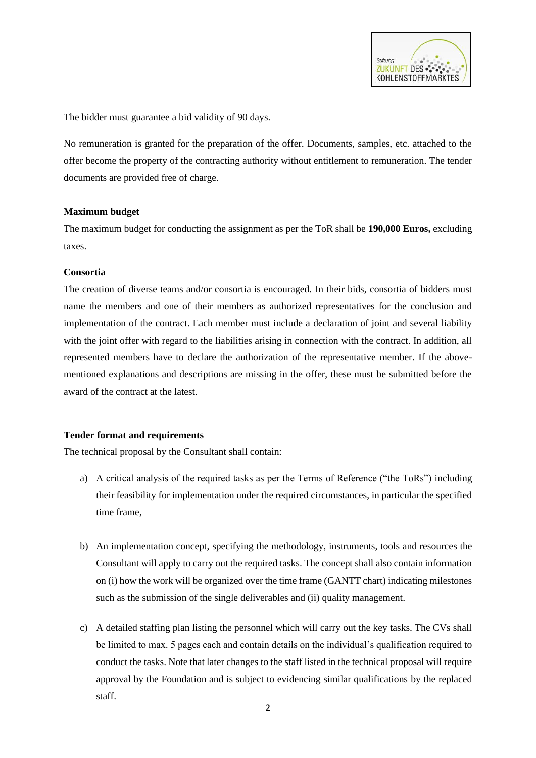The bidder must guarantee a bid validity of 90 days.

No remuneration is granted for the preparation of the offer. Documents, samples, etc. attached to the offer become the property of the contracting authority without entitlement to remuneration. The tender documents are provided free of charge.

**Maximum budget**

The maximum budget for conducting the assignment as per the ToR shall be **190,000 Euros,** excluding taxes.

**Consortia**

The creation of diverse teams and/or consortia is encouraged. In their bids, consortia of bidders must name the members and one of their members as authorized representatives for the conclusion and implementation of the contract. Each member must include a declaration of joint and several liability with the joint offer with regard to the liabilities arising in connection with the contract. In addition, all represented members have to declare the authorization of the representative member. If the above-mentioned explanations and descriptions are missing in the offer, these must be submitted before the award of the contract at the latest.

**Tender format and requirements**

The technical proposal by the Consultant shall contain:

a) A critical analysis of the required tasks as per the Terms of Reference ("the ToRs") including their feasibility for implementation under the required circumstances, in particular the specified time frame,

b) An implementation concept, specifying the methodology, instruments, tools and resources the Consultant will apply to carry out the required tasks. The concept shall also contain information on (i) how the work will be organized over the time frame (GANTT chart) indicating milestones such as the submission of the single deliverables and (ii) quality management.

c) A detailed staffing plan listing the personnel which will carry out the key tasks. The CVs shall be limited to max. 5 pages each and contain details on the individual's qualification required to conduct the tasks. Note that later changes to the staff listed in the technical proposal will require approval by the Foundation and is subject to evidencing similar qualifications by the replaced staff.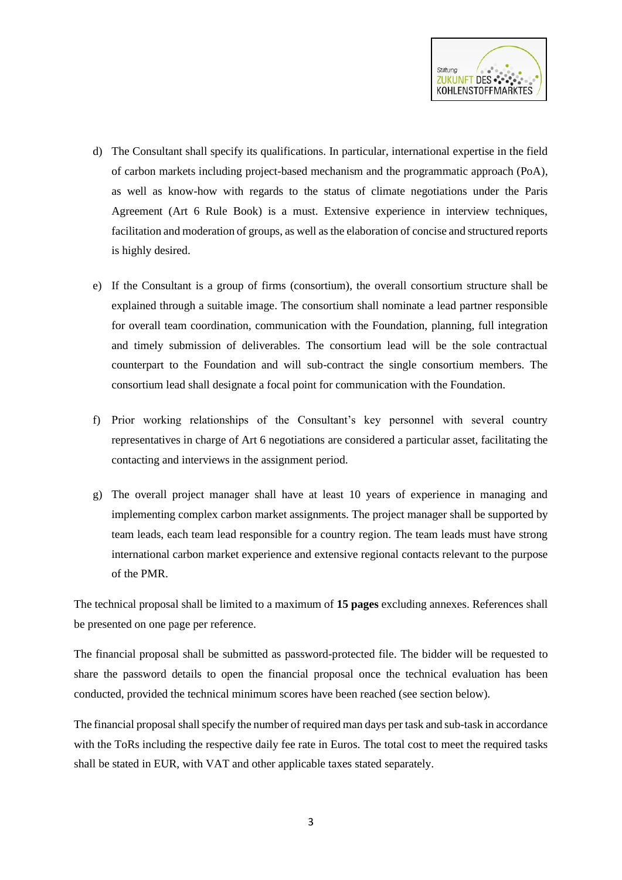d) The Consultant shall specify its qualifications. In particular, international expertise in the field of carbon markets including project-based mechanism and the programmatic approach (PoA), as well as know-how with regards to the status of climate negotiations under the Paris Agreement (Art 6 Rule Book) is a must. Extensive experience in interview techniques, facilitation and moderation of groups, as well as the elaboration of concise and structured reports is highly desired.

e) If the Consultant is a group of firms (consortium), the overall consortium structure shall be explained through a suitable image. The consortium shall nominate a lead partner responsible for overall team coordination, communication with the Foundation, planning, full integration and timely submission of deliverables. The consortium lead will be the sole contractual counterpart to the Foundation and will sub-contract the single consortium members. The consortium lead shall designate a focal point for communication with the Foundation.

f) Prior working relationships of the Consultant's key personnel with several country representatives in charge of Art 6 negotiations are considered a particular asset, facilitating the contacting and interviews in the assignment period.

g) The overall project manager shall have at least 10 years of experience in managing and implementing complex carbon market assignments. The project manager shall be supported by team leads, each team lead responsible for a country region. The team leads must have strong international carbon market experience and extensive regional contacts relevant to the purpose of the PMR.

The technical proposal shall be limited to a maximum of **15 pages** excluding annexes. References shall be presented on one page per reference.

The financial proposal shall be submitted as password-protected file. The bidder will be requested to share the password details to open the financial proposal once the technical evaluation has been conducted, provided the technical minimum scores have been reached (see section below).

The financial proposal shall specify the number of required man days per task and sub-task in accordance with the ToRs including the respective daily fee rate in Euros. The total cost to meet the required tasks shall be stated in EUR, with VAT and other applicable taxes stated separately.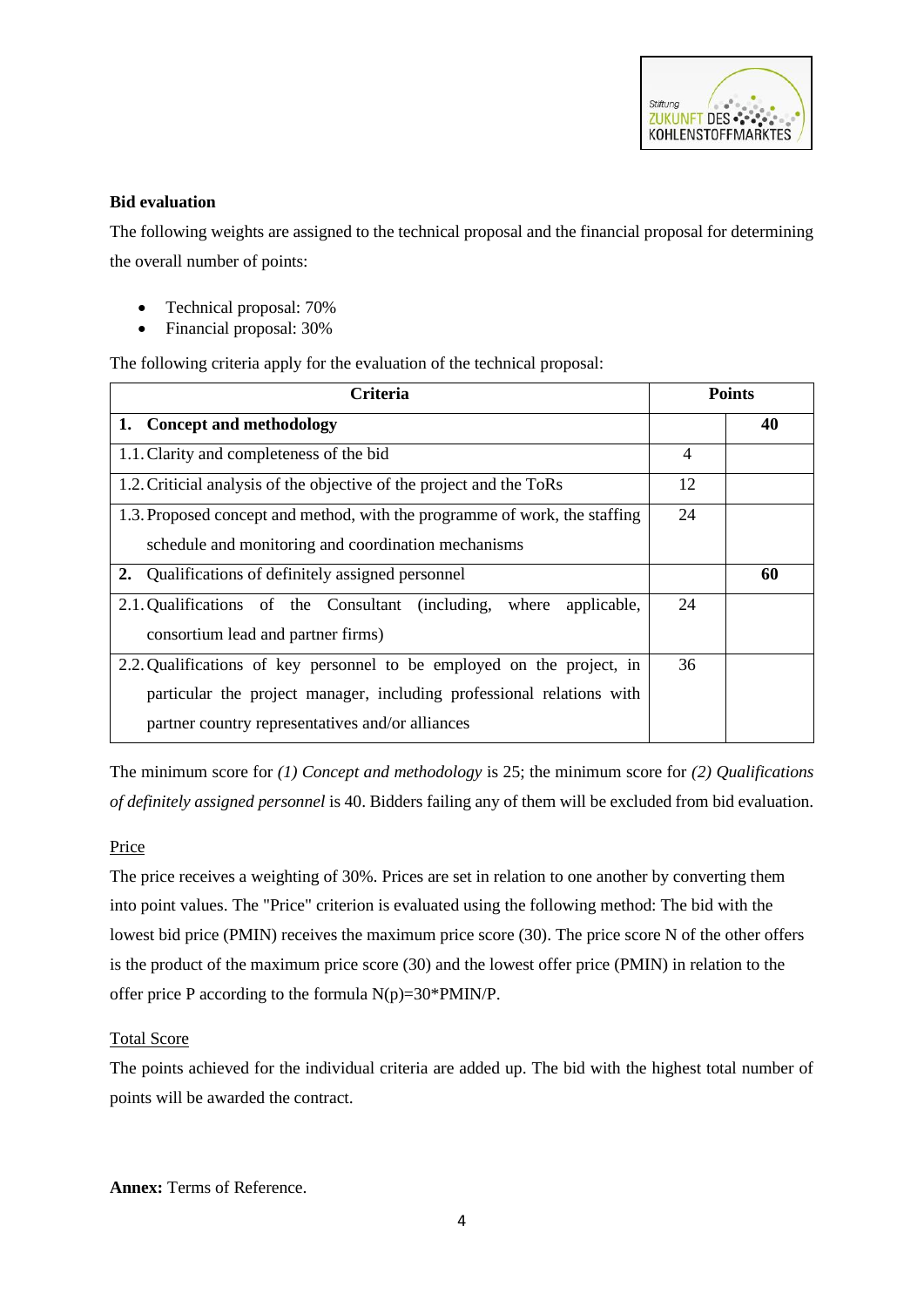**Bid evaluation**

The following weights are assigned to the technical proposal and the financial proposal for determining the overall number of points:

- Technical proposal: 70%
- Financial proposal: 30%

The following criteria apply for the evaluation of the technical proposal:

| Criteria | Points | |
|---|---|---|
| **1. Concept and methodology** | | **40** |
| 1.1. Clarity and completeness of the bid | 4 | |
| 1.2. Criticial analysis of the objective of the project and the ToRs | 12 | |
| 1.3. Proposed concept and method, with the programme of work, the staffing schedule and monitoring and coordination mechanisms | 24 | |
| **2.** Qualifications of definitely assigned personnel | | **60** |
| 2.1. Qualifications of the Consultant (including, where applicable, consortium lead and partner firms) | 24 | |
| 2.2. Qualifications of key personnel to be employed on the project, in particular the project manager, including professional relations with partner country representatives and/or alliances | 36 | |

The minimum score for *(1) Concept and methodology* is 25; the minimum score for *(2) Qualifications of definitely assigned personnel* is 40. Bidders failing any of them will be excluded from bid evaluation.

<u>Price</u>

The price receives a weighting of 30%. Prices are set in relation to one another by converting them into point values. The "Price" criterion is evaluated using the following method: The bid with the lowest bid price (PMIN) receives the maximum price score (30). The price score N of the other offers is the product of the maximum price score (30) and the lowest offer price (PMIN) in relation to the offer price P according to the formula $N(p)=30*PMIN/P$.

<u>Total Score</u>

The points achieved for the individual criteria are added up. The bid with the highest total number of points will be awarded the contract.

**Annex:** Terms of Reference.